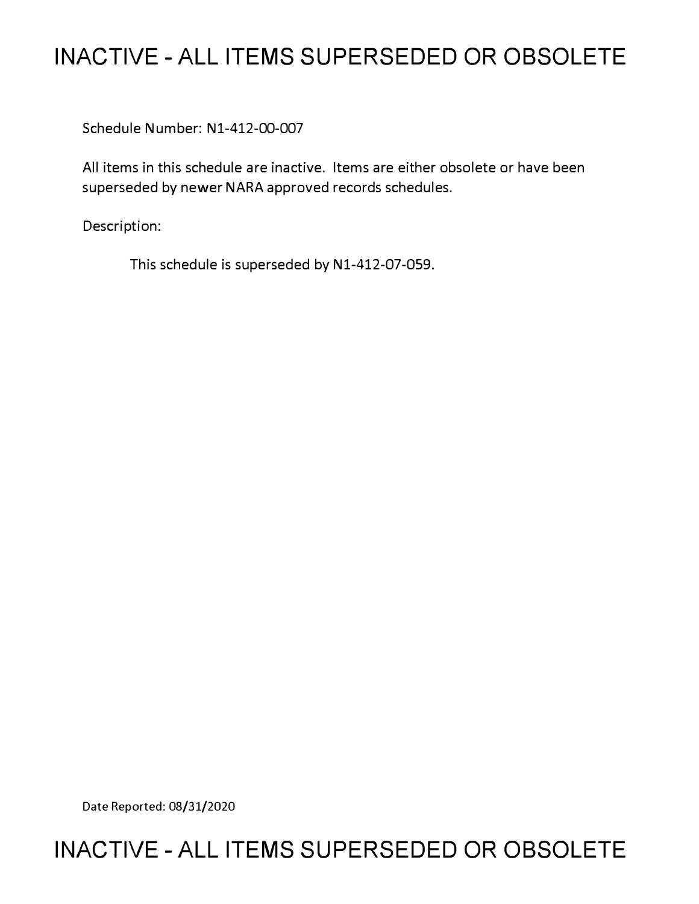# INACTIVE - ALL ITEMS SUPERSEDED OR OBSOLETE

Schedule Number: N1-412-00-007

All items in this schedule are inactive. Items are either obsolete or have been superseded by newer NARA approved records schedules.

Description:

This schedule is superseded by N1-412-07-059.

Date Reported: 08/31/2020

# INACTIVE - ALL ITEMS SUPERSEDED OR OBSOLETE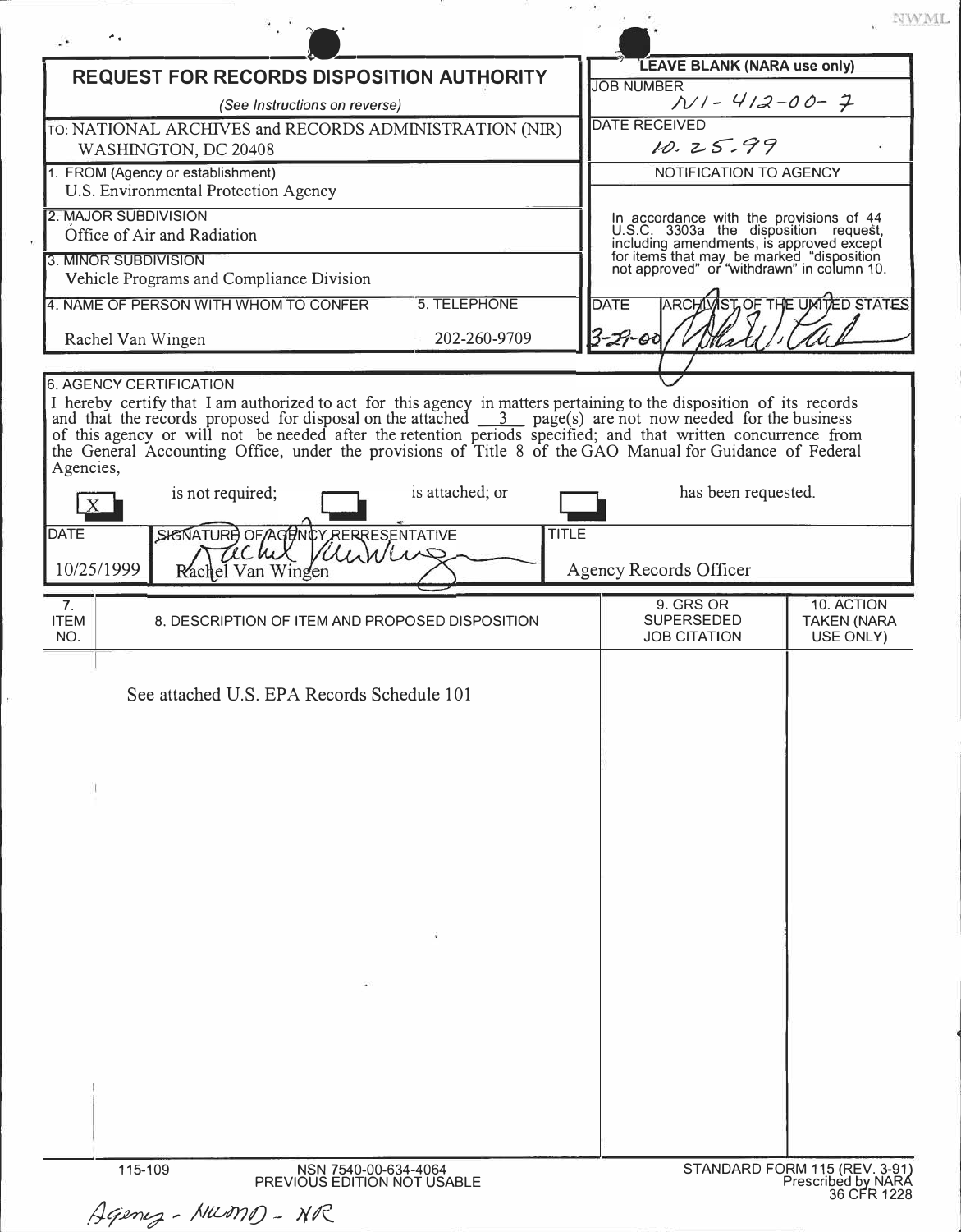NWML

# REQUEST FOR RECORDS DISPOSITION AUTHORITY

*(See Instructions on reverse)*

TO: NATIONAL ARCHIVES and RECORDS ADMINISTRATION (NIR) WASHINGTON, DC 20408

**LEAVE BLANK (NARA use only)**

JOB NUMBER: N1-412-00-7

DATE RECEIVED: 10.25.99

NOTIFICATION TO AGENCY

In accordance with the provisions of 44 U.S.C. 3303a the disposition request, including amendments, is approved except for items that may be marked "disposition not approved" or "withdrawn" in column 10.

DATE: 3-29-00

ARCHIVIST OF THE UNITED STATES: [signature]

1. FROM (Agency or establishment): U.S. Environmental Protection Agency
2. MAJOR SUBDIVISION: Office of Air and Radiation
3. MINOR SUBDIVISION: Vehicle Programs and Compliance Division
4. NAME OF PERSON WITH WHOM TO CONFER: Rachel Van Wingen
5. TELEPHONE: 202-260-9709

6. AGENCY CERTIFICATION

I hereby certify that I am authorized to act for this agency in matters pertaining to the disposition of its records and that the records proposed for disposal on the attached 3 page(s) are not now needed for the business of this agency or will not be needed after the retention periods specified; and that written concurrence from the General Accounting Office, under the provisions of Title 8 of the GAO Manual for Guidance of Federal Agencies,

[X] is not required; [ ] is attached; or [ ] has been requested.

| DATE | SIGNATURE OF AGENCY REPRESENTATIVE | TITLE |
|---|---|---|
| 10/25/1999 | Rachel Van Wingen | Agency Records Officer |

| 7. ITEM NO. | 8. DESCRIPTION OF ITEM AND PROPOSED DISPOSITION | 9. GRS OR SUPERSEDED JOB CITATION | 10. ACTION TAKEN (NARA USE ONLY) |
|---|---|---|---|
| | See attached U.S. EPA Records Schedule 101 | | |

115-109 NSN 7540-00-634-4064 PREVIOUS EDITION NOT USABLE

STANDARD FORM 115 (REV. 3-91) Prescribed by NARA 36 CFR 1228

Agency - NWMD - NR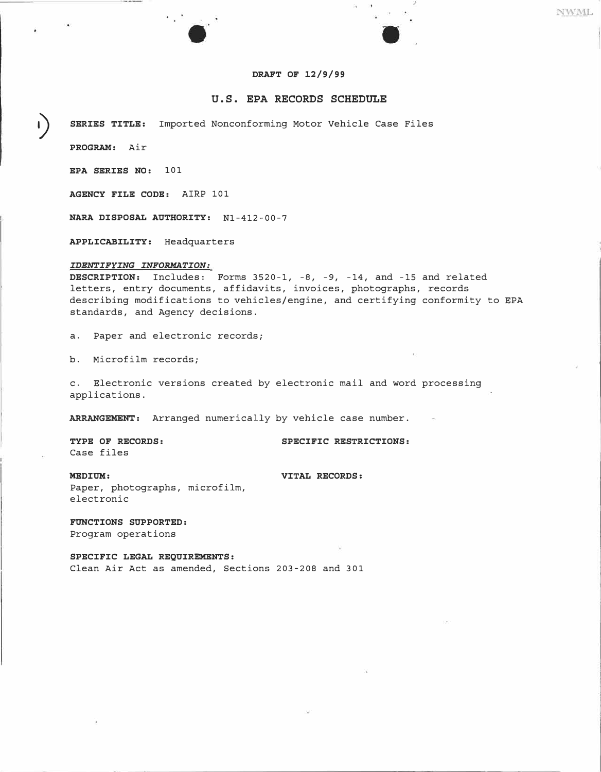**DRAFT OF 12/9/99**

## U.S. EPA RECORDS SCHEDULE

**SERIES TITLE:** Imported Nonconforming Motor Vehicle Case Files

**PROGRAM:** Air

**EPA SERIES NO:** 101

**AGENCY FILE CODE:** AIRP 101

**NARA DISPOSAL AUTHORITY:** N1-412-00-7

**APPLICABILITY:** Headquarters

***IDENTIFYING INFORMATION:***

**DESCRIPTION:** Includes: Forms 3520-1, -8, -9, -14, and -15 and related letters, entry documents, affidavits, invoices, photographs, records describing modifications to vehicles/engine, and certifying conformity to EPA standards, and Agency decisions.

a. Paper and electronic records;

b. Microfilm records;

c. Electronic versions created by electronic mail and word processing applications.

**ARRANGEMENT:** Arranged numerically by vehicle case number.

**TYPE OF RECORDS:**
Case files

**SPECIFIC RESTRICTIONS:**

**MEDIUM:**
Paper, photographs, microfilm, electronic

**VITAL RECORDS:**

**FUNCTIONS SUPPORTED:**
Program operations

**SPECIFIC LEGAL REQUIREMENTS:**
Clean Air Act as amended, Sections 203-208 and 301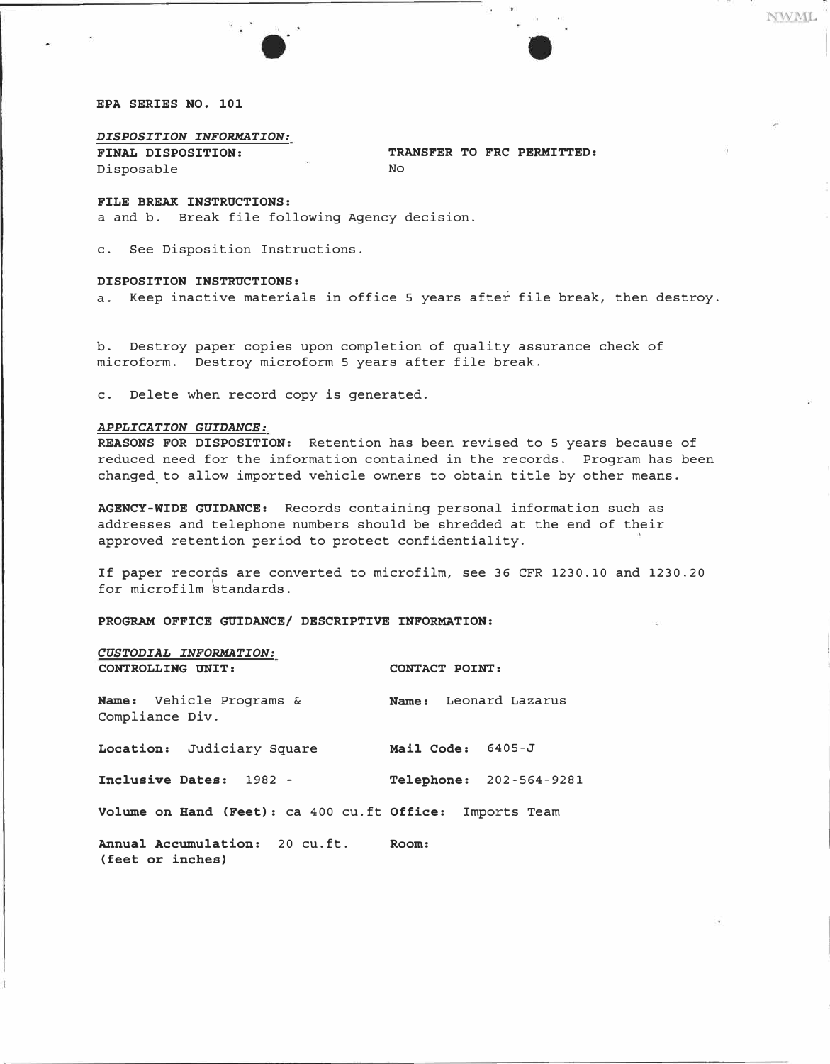**EPA SERIES NO. 101**

***DISPOSITION INFORMATION:***

**FINAL DISPOSITION:**
Disposable

**TRANSFER TO FRC PERMITTED:**
No

**FILE BREAK INSTRUCTIONS:**
a and b. Break file following Agency decision.

c. See Disposition Instructions.

**DISPOSITION INSTRUCTIONS:**
a. Keep inactive materials in office 5 years after file break, then destroy.

b. Destroy paper copies upon completion of quality assurance check of microform. Destroy microform 5 years after file break.

c. Delete when record copy is generated.

***APPLICATION GUIDANCE:***

**REASONS FOR DISPOSITION:** Retention has been revised to 5 years because of reduced need for the information contained in the records. Program has been changed to allow imported vehicle owners to obtain title by other means.

**AGENCY-WIDE GUIDANCE:** Records containing personal information such as addresses and telephone numbers should be shredded at the end of their approved retention period to protect confidentiality.

If paper records are converted to microfilm, see 36 CFR 1230.10 and 1230.20 for microfilm standards.

**PROGRAM OFFICE GUIDANCE/ DESCRIPTIVE INFORMATION:**

***CUSTODIAL INFORMATION:***

**CONTROLLING UNIT:**

**Name:** Vehicle Programs & Compliance Div.

**Location:** Judiciary Square

**Inclusive Dates:** 1982 -

**Volume on Hand (Feet):** ca 400 cu.ft

**Annual Accumulation:** 20 cu.ft.
**(feet or inches)**

**CONTACT POINT:**

**Name:** Leonard Lazarus

**Mail Code:** 6405-J

**Telephone:** 202-564-9281

**Office:** Imports Team

**Room:**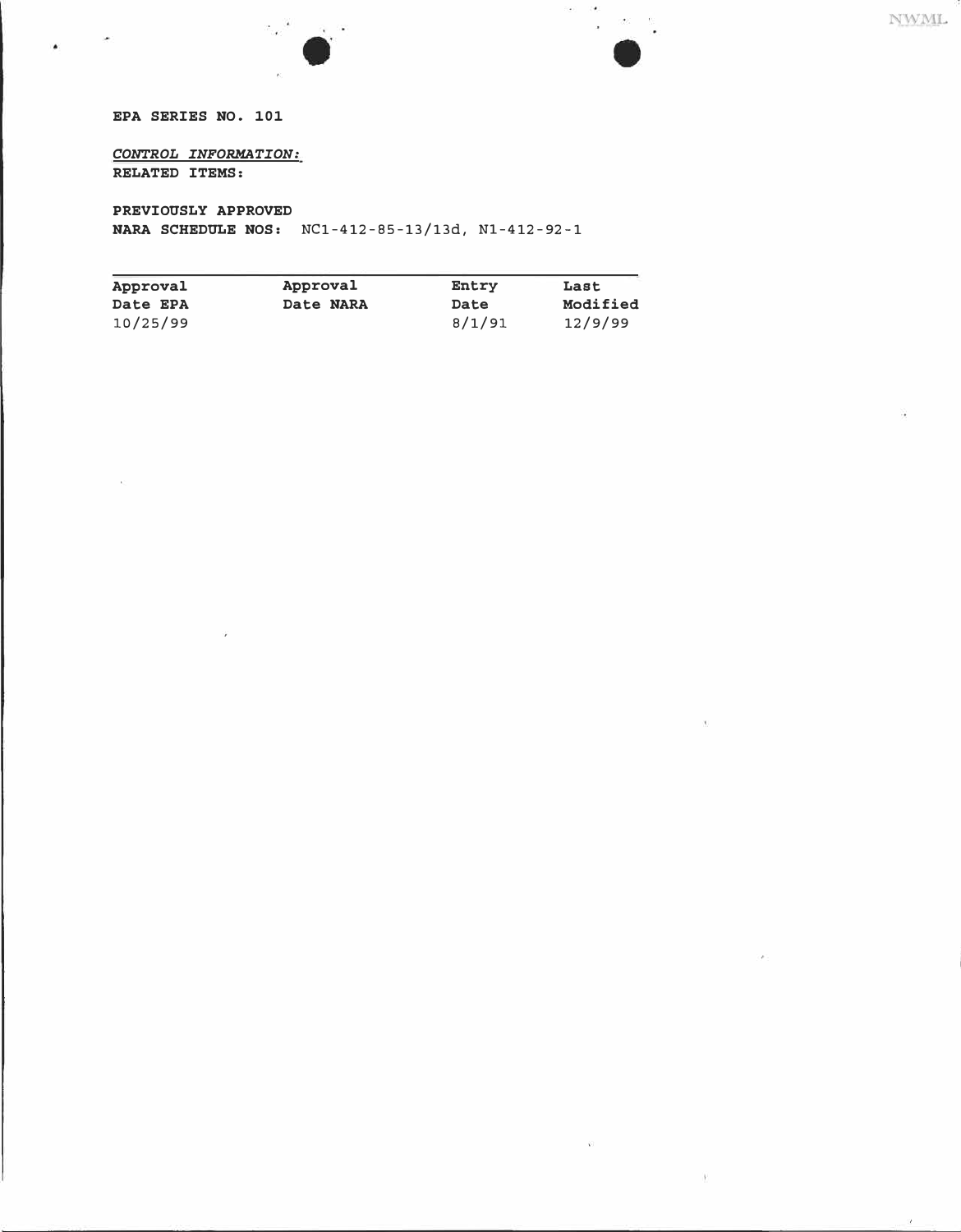**EPA SERIES NO. 101**

*CONTROL INFORMATION:*

**RELATED ITEMS:**

**PREVIOUSLY APPROVED**

**NARA SCHEDULE NOS:** NC1-412-85-13/13d, N1-412-92-1

| Approval Date EPA | Approval Date NARA | Entry Date | Last Modified |
|---|---|---|---|
| 10/25/99 | | 8/1/91 | 12/9/99 |